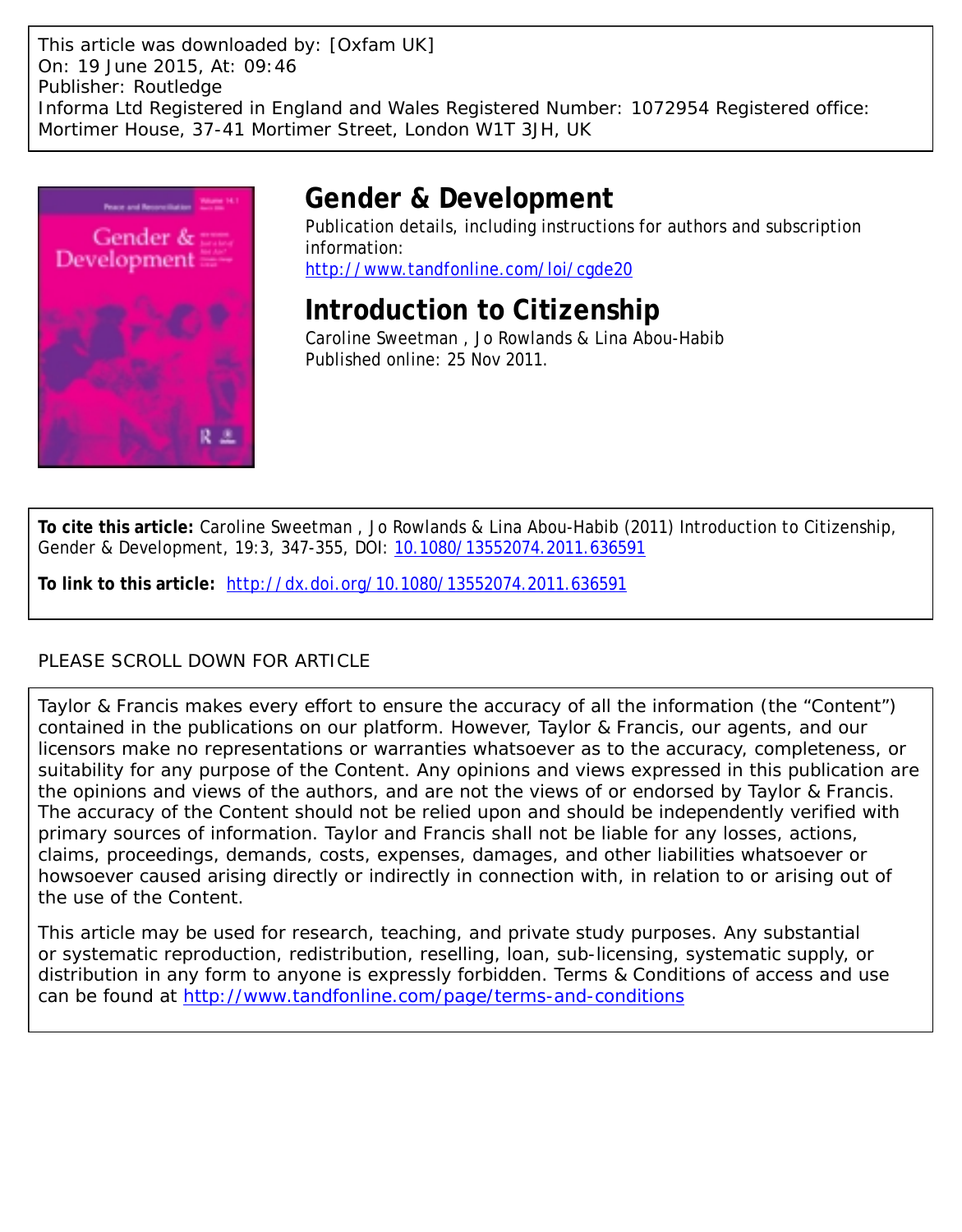This article was downloaded by: [Oxfam UK]
On: 19 June 2015, At: 09:46
Publisher: Routledge
Informa Ltd Registered in England and Wales Registered Number: 1072954 Registered office: Mortimer House, 37-41 Mortimer Street, London W1T 3JH, UK

# Gender & Development

Publication details, including instructions for authors and subscription information:
http://www.tandfonline.com/loi/cgde20

# Introduction to Citizenship

Caroline Sweetman , Jo Rowlands & Lina Abou-Habib

Published online: 25 Nov 2011.

**To cite this article:** Caroline Sweetman , Jo Rowlands & Lina Abou-Habib (2011) Introduction to Citizenship, Gender & Development, 19:3, 347-355, DOI: 10.1080/13552074.2011.636591

**To link to this article:** http://dx.doi.org/10.1080/13552074.2011.636591

PLEASE SCROLL DOWN FOR ARTICLE

Taylor & Francis makes every effort to ensure the accuracy of all the information (the "Content") contained in the publications on our platform. However, Taylor & Francis, our agents, and our licensors make no representations or warranties whatsoever as to the accuracy, completeness, or suitability for any purpose of the Content. Any opinions and views expressed in this publication are the opinions and views of the authors, and are not the views of or endorsed by Taylor & Francis. The accuracy of the Content should not be relied upon and should be independently verified with primary sources of information. Taylor and Francis shall not be liable for any losses, actions, claims, proceedings, demands, costs, expenses, damages, and other liabilities whatsoever or howsoever caused arising directly or indirectly in connection with, in relation to or arising out of the use of the Content.

This article may be used for research, teaching, and private study purposes. Any substantial or systematic reproduction, redistribution, reselling, loan, sub-licensing, systematic supply, or distribution in any form to anyone is expressly forbidden. Terms & Conditions of access and use can be found at http://www.tandfonline.com/page/terms-and-conditions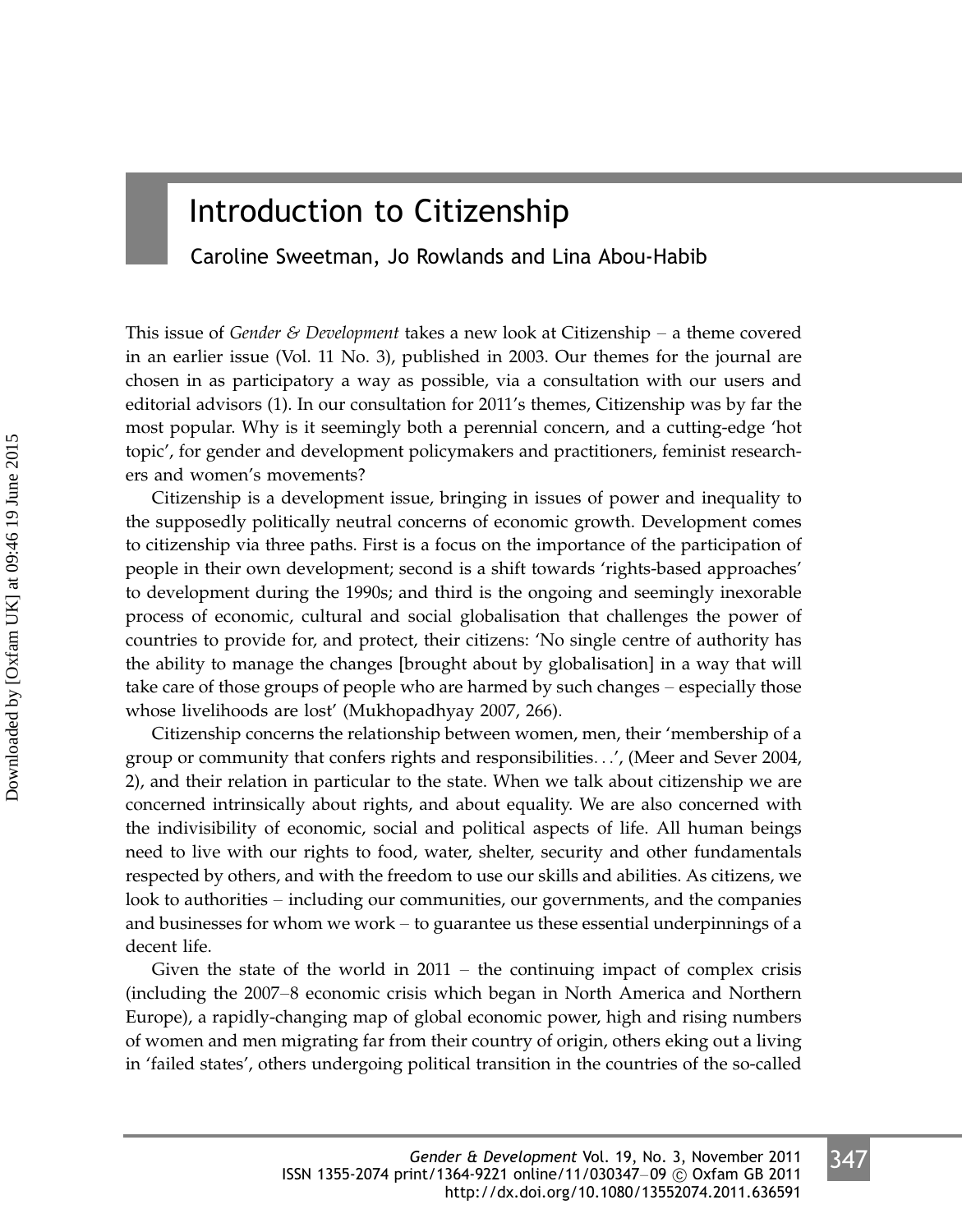# Introduction to Citizenship

Caroline Sweetman, Jo Rowlands and Lina Abou-Habib

This issue of *Gender & Development* takes a new look at Citizenship – a theme covered in an earlier issue (Vol. 11 No. 3), published in 2003. Our themes for the journal are chosen in as participatory a way as possible, via a consultation with our users and editorial advisors (1). In our consultation for 2011's themes, Citizenship was by far the most popular. Why is it seemingly both a perennial concern, and a cutting-edge 'hot topic', for gender and development policymakers and practitioners, feminist researchers and women's movements?

Citizenship is a development issue, bringing in issues of power and inequality to the supposedly politically neutral concerns of economic growth. Development comes to citizenship via three paths. First is a focus on the importance of the participation of people in their own development; second is a shift towards 'rights-based approaches' to development during the 1990s; and third is the ongoing and seemingly inexorable process of economic, cultural and social globalisation that challenges the power of countries to provide for, and protect, their citizens: 'No single centre of authority has the ability to manage the changes [brought about by globalisation] in a way that will take care of those groups of people who are harmed by such changes – especially those whose livelihoods are lost' (Mukhopadhyay 2007, 266).

Citizenship concerns the relationship between women, men, their 'membership of a group or community that confers rights and responsibilities…', (Meer and Sever 2004, 2), and their relation in particular to the state. When we talk about citizenship we are concerned intrinsically about rights, and about equality. We are also concerned with the indivisibility of economic, social and political aspects of life. All human beings need to live with our rights to food, water, shelter, security and other fundamentals respected by others, and with the freedom to use our skills and abilities. As citizens, we look to authorities – including our communities, our governments, and the companies and businesses for whom we work – to guarantee us these essential underpinnings of a decent life.

Given the state of the world in 2011 – the continuing impact of complex crisis (including the 2007–8 economic crisis which began in North America and Northern Europe), a rapidly-changing map of global economic power, high and rising numbers of women and men migrating far from their country of origin, others eking out a living in 'failed states', others undergoing political transition in the countries of the so-called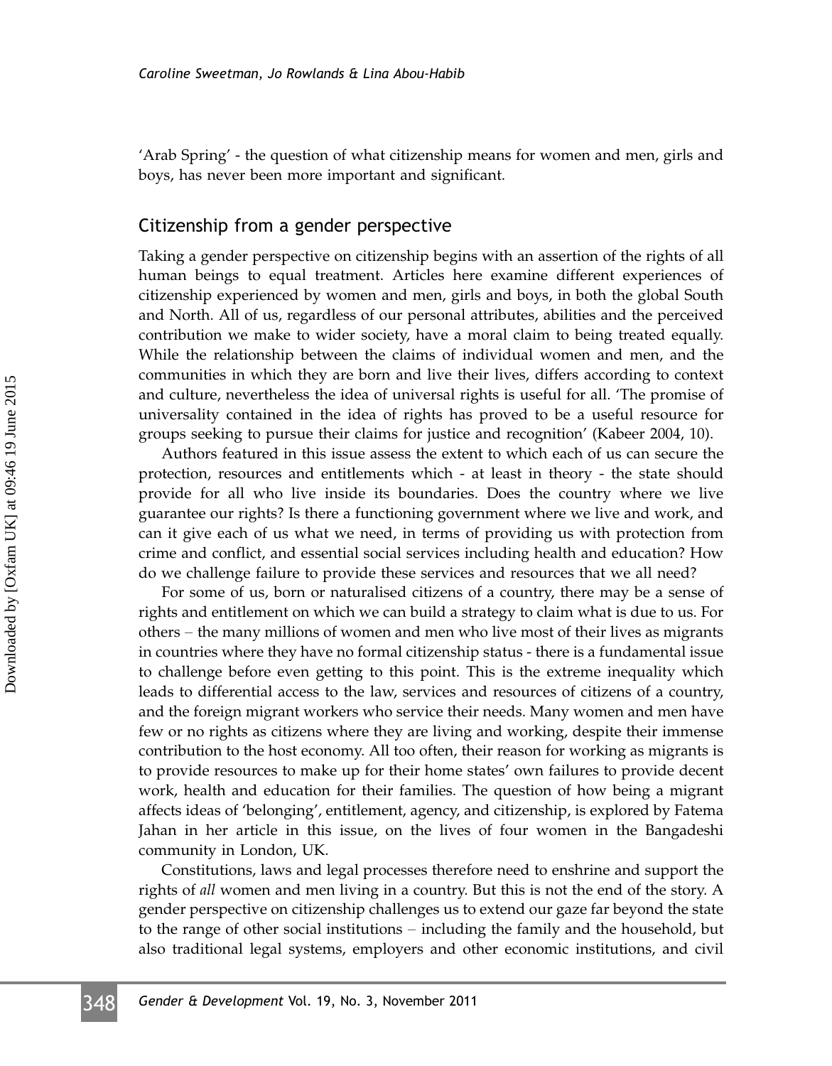'Arab Spring' - the question of what citizenship means for women and men, girls and boys, has never been more important and significant.

## Citizenship from a gender perspective

Taking a gender perspective on citizenship begins with an assertion of the rights of all human beings to equal treatment. Articles here examine different experiences of citizenship experienced by women and men, girls and boys, in both the global South and North. All of us, regardless of our personal attributes, abilities and the perceived contribution we make to wider society, have a moral claim to being treated equally. While the relationship between the claims of individual women and men, and the communities in which they are born and live their lives, differs according to context and culture, nevertheless the idea of universal rights is useful for all. 'The promise of universality contained in the idea of rights has proved to be a useful resource for groups seeking to pursue their claims for justice and recognition' (Kabeer 2004, 10).

Authors featured in this issue assess the extent to which each of us can secure the protection, resources and entitlements which - at least in theory - the state should provide for all who live inside its boundaries. Does the country where we live guarantee our rights? Is there a functioning government where we live and work, and can it give each of us what we need, in terms of providing us with protection from crime and conflict, and essential social services including health and education? How do we challenge failure to provide these services and resources that we all need?

For some of us, born or naturalised citizens of a country, there may be a sense of rights and entitlement on which we can build a strategy to claim what is due to us. For others – the many millions of women and men who live most of their lives as migrants in countries where they have no formal citizenship status - there is a fundamental issue to challenge before even getting to this point. This is the extreme inequality which leads to differential access to the law, services and resources of citizens of a country, and the foreign migrant workers who service their needs. Many women and men have few or no rights as citizens where they are living and working, despite their immense contribution to the host economy. All too often, their reason for working as migrants is to provide resources to make up for their home states' own failures to provide decent work, health and education for their families. The question of how being a migrant affects ideas of 'belonging', entitlement, agency, and citizenship, is explored by Fatema Jahan in her article in this issue, on the lives of four women in the Bangadeshi community in London, UK.

Constitutions, laws and legal processes therefore need to enshrine and support the rights of *all* women and men living in a country. But this is not the end of the story. A gender perspective on citizenship challenges us to extend our gaze far beyond the state to the range of other social institutions – including the family and the household, but also traditional legal systems, employers and other economic institutions, and civil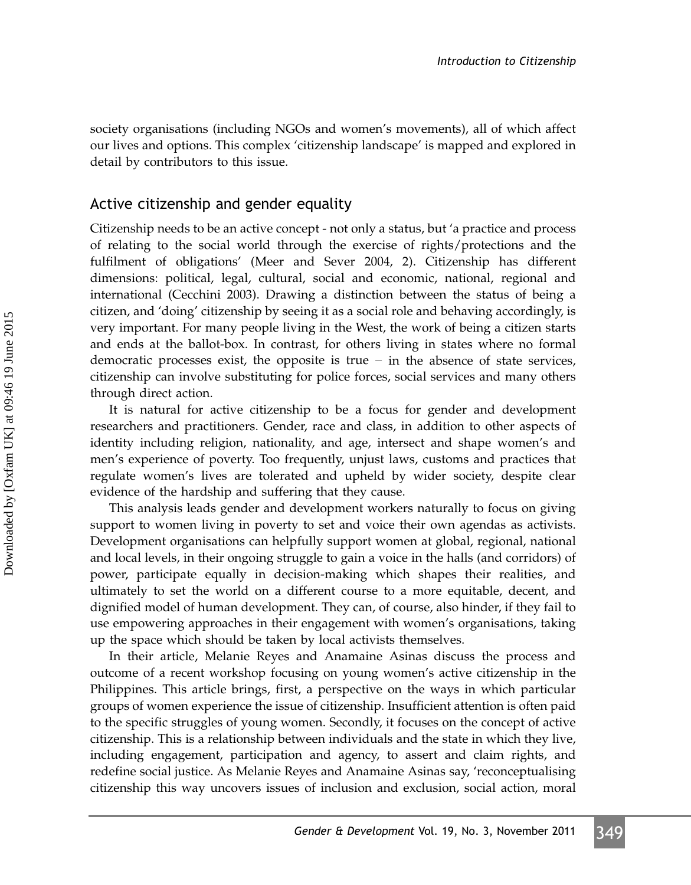society organisations (including NGOs and women's movements), all of which affect our lives and options. This complex 'citizenship landscape' is mapped and explored in detail by contributors to this issue.

## Active citizenship and gender equality

Citizenship needs to be an active concept - not only a status, but 'a practice and process of relating to the social world through the exercise of rights/protections and the fulfilment of obligations' (Meer and Sever 2004, 2). Citizenship has different dimensions: political, legal, cultural, social and economic, national, regional and international (Cecchini 2003). Drawing a distinction between the status of being a citizen, and 'doing' citizenship by seeing it as a social role and behaving accordingly, is very important. For many people living in the West, the work of being a citizen starts and ends at the ballot-box. In contrast, for others living in states where no formal democratic processes exist, the opposite is true – in the absence of state services, citizenship can involve substituting for police forces, social services and many others through direct action.

It is natural for active citizenship to be a focus for gender and development researchers and practitioners. Gender, race and class, in addition to other aspects of identity including religion, nationality, and age, intersect and shape women's and men's experience of poverty. Too frequently, unjust laws, customs and practices that regulate women's lives are tolerated and upheld by wider society, despite clear evidence of the hardship and suffering that they cause.

This analysis leads gender and development workers naturally to focus on giving support to women living in poverty to set and voice their own agendas as activists. Development organisations can helpfully support women at global, regional, national and local levels, in their ongoing struggle to gain a voice in the halls (and corridors) of power, participate equally in decision-making which shapes their realities, and ultimately to set the world on a different course to a more equitable, decent, and dignified model of human development. They can, of course, also hinder, if they fail to use empowering approaches in their engagement with women's organisations, taking up the space which should be taken by local activists themselves.

In their article, Melanie Reyes and Anamaine Asinas discuss the process and outcome of a recent workshop focusing on young women's active citizenship in the Philippines. This article brings, first, a perspective on the ways in which particular groups of women experience the issue of citizenship. Insufficient attention is often paid to the specific struggles of young women. Secondly, it focuses on the concept of active citizenship. This is a relationship between individuals and the state in which they live, including engagement, participation and agency, to assert and claim rights, and redefine social justice. As Melanie Reyes and Anamaine Asinas say, 'reconceptualising citizenship this way uncovers issues of inclusion and exclusion, social action, moral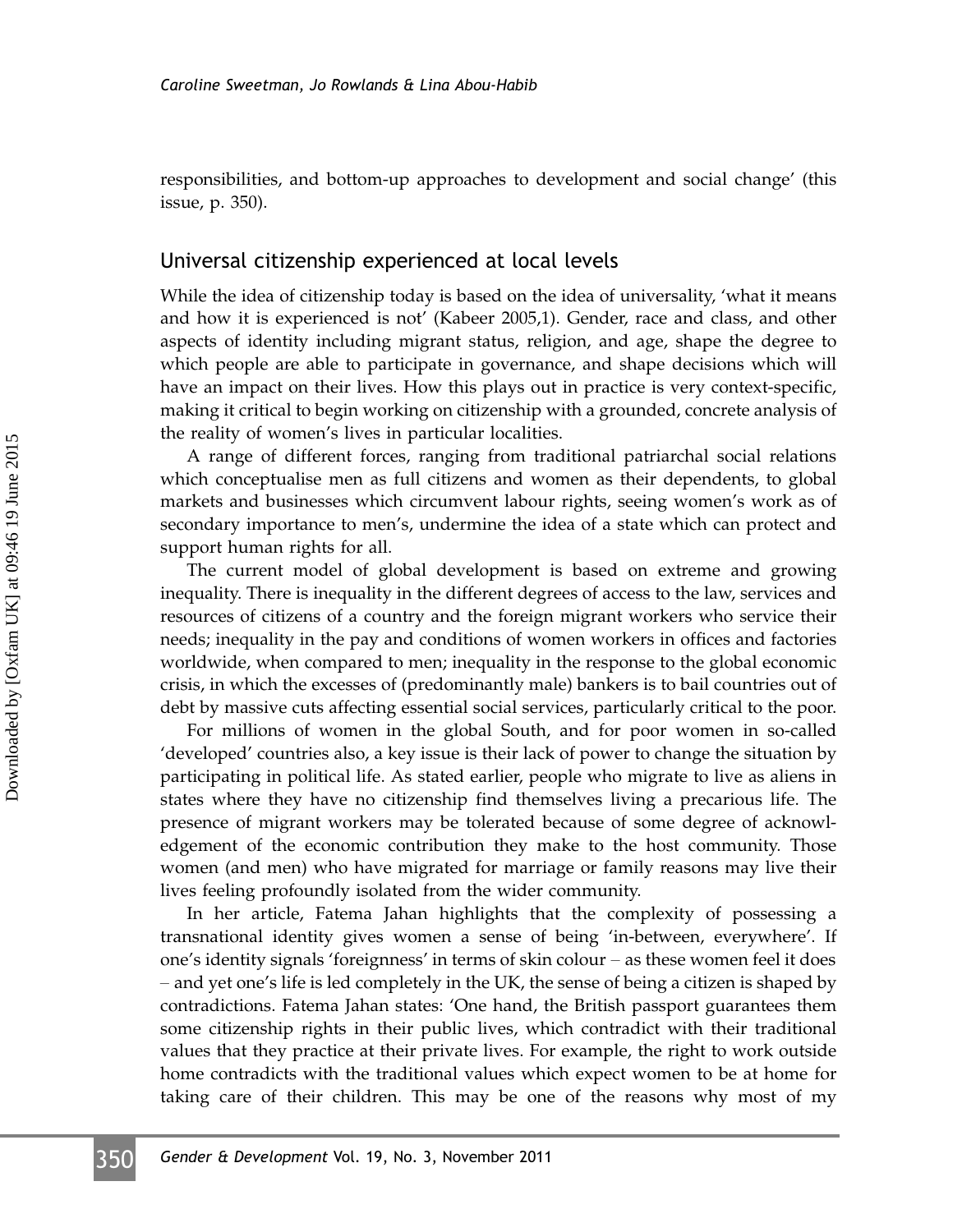responsibilities, and bottom-up approaches to development and social change' (this issue, p. 350).

## Universal citizenship experienced at local levels

While the idea of citizenship today is based on the idea of universality, 'what it means and how it is experienced is not' (Kabeer 2005,1). Gender, race and class, and other aspects of identity including migrant status, religion, and age, shape the degree to which people are able to participate in governance, and shape decisions which will have an impact on their lives. How this plays out in practice is very context-specific, making it critical to begin working on citizenship with a grounded, concrete analysis of the reality of women's lives in particular localities.

A range of different forces, ranging from traditional patriarchal social relations which conceptualise men as full citizens and women as their dependents, to global markets and businesses which circumvent labour rights, seeing women's work as of secondary importance to men's, undermine the idea of a state which can protect and support human rights for all.

The current model of global development is based on extreme and growing inequality. There is inequality in the different degrees of access to the law, services and resources of citizens of a country and the foreign migrant workers who service their needs; inequality in the pay and conditions of women workers in offices and factories worldwide, when compared to men; inequality in the response to the global economic crisis, in which the excesses of (predominantly male) bankers is to bail countries out of debt by massive cuts affecting essential social services, particularly critical to the poor.

For millions of women in the global South, and for poor women in so-called 'developed' countries also, a key issue is their lack of power to change the situation by participating in political life. As stated earlier, people who migrate to live as aliens in states where they have no citizenship find themselves living a precarious life. The presence of migrant workers may be tolerated because of some degree of acknowledgement of the economic contribution they make to the host community. Those women (and men) who have migrated for marriage or family reasons may live their lives feeling profoundly isolated from the wider community.

In her article, Fatema Jahan highlights that the complexity of possessing a transnational identity gives women a sense of being 'in-between, everywhere'. If one's identity signals 'foreignness' in terms of skin colour – as these women feel it does – and yet one's life is led completely in the UK, the sense of being a citizen is shaped by contradictions. Fatema Jahan states: 'One hand, the British passport guarantees them some citizenship rights in their public lives, which contradict with their traditional values that they practice at their private lives. For example, the right to work outside home contradicts with the traditional values which expect women to be at home for taking care of their children. This may be one of the reasons why most of my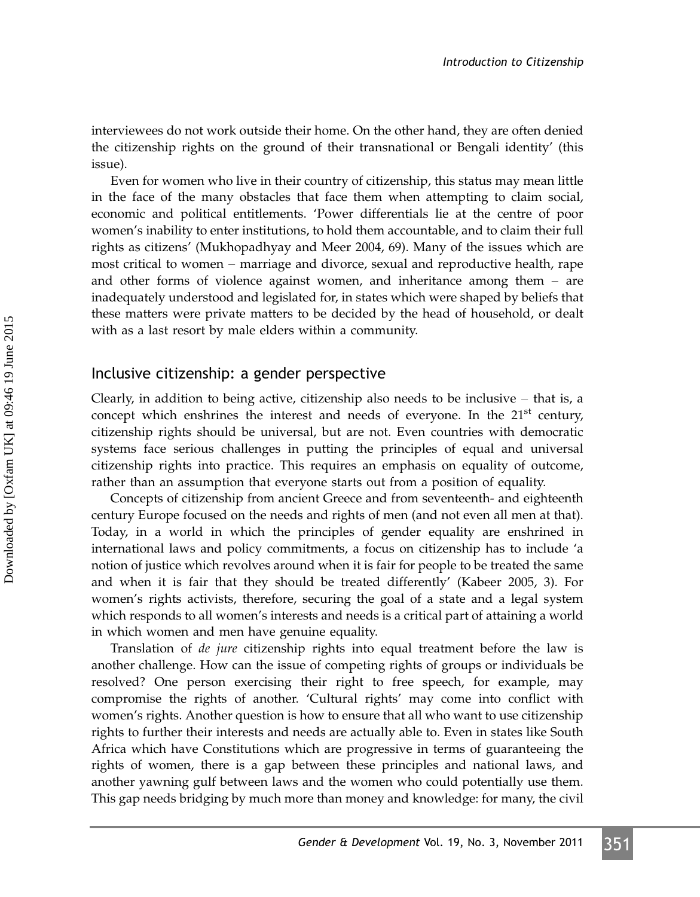interviewees do not work outside their home. On the other hand, they are often denied the citizenship rights on the ground of their transnational or Bengali identity' (this issue).

Even for women who live in their country of citizenship, this status may mean little in the face of the many obstacles that face them when attempting to claim social, economic and political entitlements. 'Power differentials lie at the centre of poor women's inability to enter institutions, to hold them accountable, and to claim their full rights as citizens' (Mukhopadhyay and Meer 2004, 69). Many of the issues which are most critical to women – marriage and divorce, sexual and reproductive health, rape and other forms of violence against women, and inheritance among them – are inadequately understood and legislated for, in states which were shaped by beliefs that these matters were private matters to be decided by the head of household, or dealt with as a last resort by male elders within a community.

## Inclusive citizenship: a gender perspective

Clearly, in addition to being active, citizenship also needs to be inclusive – that is, a concept which enshrines the interest and needs of everyone. In the 21st century, citizenship rights should be universal, but are not. Even countries with democratic systems face serious challenges in putting the principles of equal and universal citizenship rights into practice. This requires an emphasis on equality of outcome, rather than an assumption that everyone starts out from a position of equality.

Concepts of citizenship from ancient Greece and from seventeenth- and eighteenth century Europe focused on the needs and rights of men (and not even all men at that). Today, in a world in which the principles of gender equality are enshrined in international laws and policy commitments, a focus on citizenship has to include 'a notion of justice which revolves around when it is fair for people to be treated the same and when it is fair that they should be treated differently' (Kabeer 2005, 3). For women's rights activists, therefore, securing the goal of a state and a legal system which responds to all women's interests and needs is a critical part of attaining a world in which women and men have genuine equality.

Translation of *de jure* citizenship rights into equal treatment before the law is another challenge. How can the issue of competing rights of groups or individuals be resolved? One person exercising their right to free speech, for example, may compromise the rights of another. 'Cultural rights' may come into conflict with women's rights. Another question is how to ensure that all who want to use citizenship rights to further their interests and needs are actually able to. Even in states like South Africa which have Constitutions which are progressive in terms of guaranteeing the rights of women, there is a gap between these principles and national laws, and another yawning gulf between laws and the women who could potentially use them. This gap needs bridging by much more than money and knowledge: for many, the civil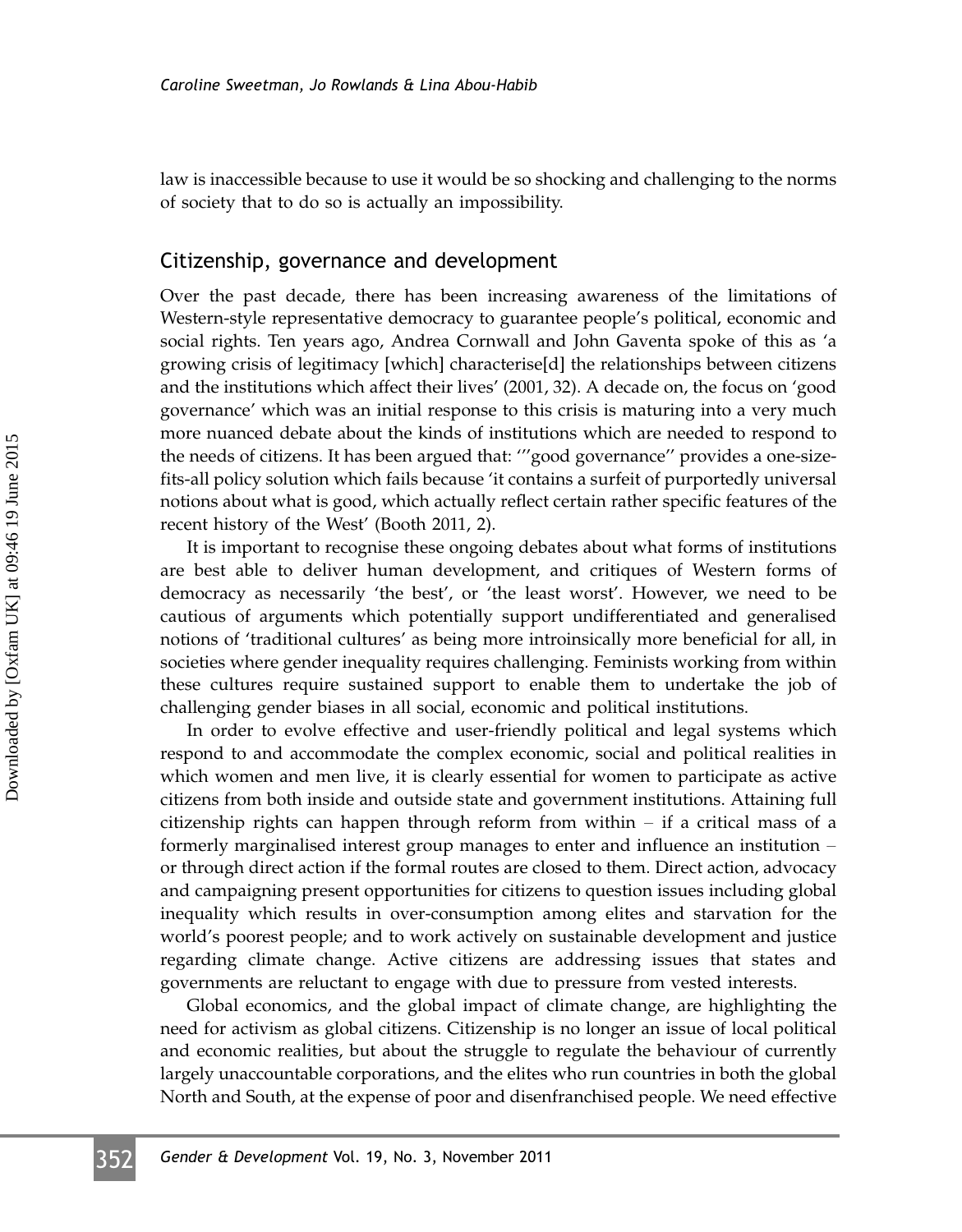law is inaccessible because to use it would be so shocking and challenging to the norms of society that to do so is actually an impossibility.

## Citizenship, governance and development

Over the past decade, there has been increasing awareness of the limitations of Western-style representative democracy to guarantee people's political, economic and social rights. Ten years ago, Andrea Cornwall and John Gaventa spoke of this as 'a growing crisis of legitimacy [which] characterise[d] the relationships between citizens and the institutions which affect their lives' (2001, 32). A decade on, the focus on 'good governance' which was an initial response to this crisis is maturing into a very much more nuanced debate about the kinds of institutions which are needed to respond to the needs of citizens. It has been argued that: '"good governance" provides a one-size-fits-all policy solution which fails because 'it contains a surfeit of purportedly universal notions about what is good, which actually reflect certain rather specific features of the recent history of the West' (Booth 2011, 2).

It is important to recognise these ongoing debates about what forms of institutions are best able to deliver human development, and critiques of Western forms of democracy as necessarily 'the best', or 'the least worst'. However, we need to be cautious of arguments which potentially support undifferentiated and generalised notions of 'traditional cultures' as being more introinsically more beneficial for all, in societies where gender inequality requires challenging. Feminists working from within these cultures require sustained support to enable them to undertake the job of challenging gender biases in all social, economic and political institutions.

In order to evolve effective and user-friendly political and legal systems which respond to and accommodate the complex economic, social and political realities in which women and men live, it is clearly essential for women to participate as active citizens from both inside and outside state and government institutions. Attaining full citizenship rights can happen through reform from within – if a critical mass of a formerly marginalised interest group manages to enter and influence an institution – or through direct action if the formal routes are closed to them. Direct action, advocacy and campaigning present opportunities for citizens to question issues including global inequality which results in over-consumption among elites and starvation for the world's poorest people; and to work actively on sustainable development and justice regarding climate change. Active citizens are addressing issues that states and governments are reluctant to engage with due to pressure from vested interests.

Global economics, and the global impact of climate change, are highlighting the need for activism as global citizens. Citizenship is no longer an issue of local political and economic realities, but about the struggle to regulate the behaviour of currently largely unaccountable corporations, and the elites who run countries in both the global North and South, at the expense of poor and disenfranchised people. We need effective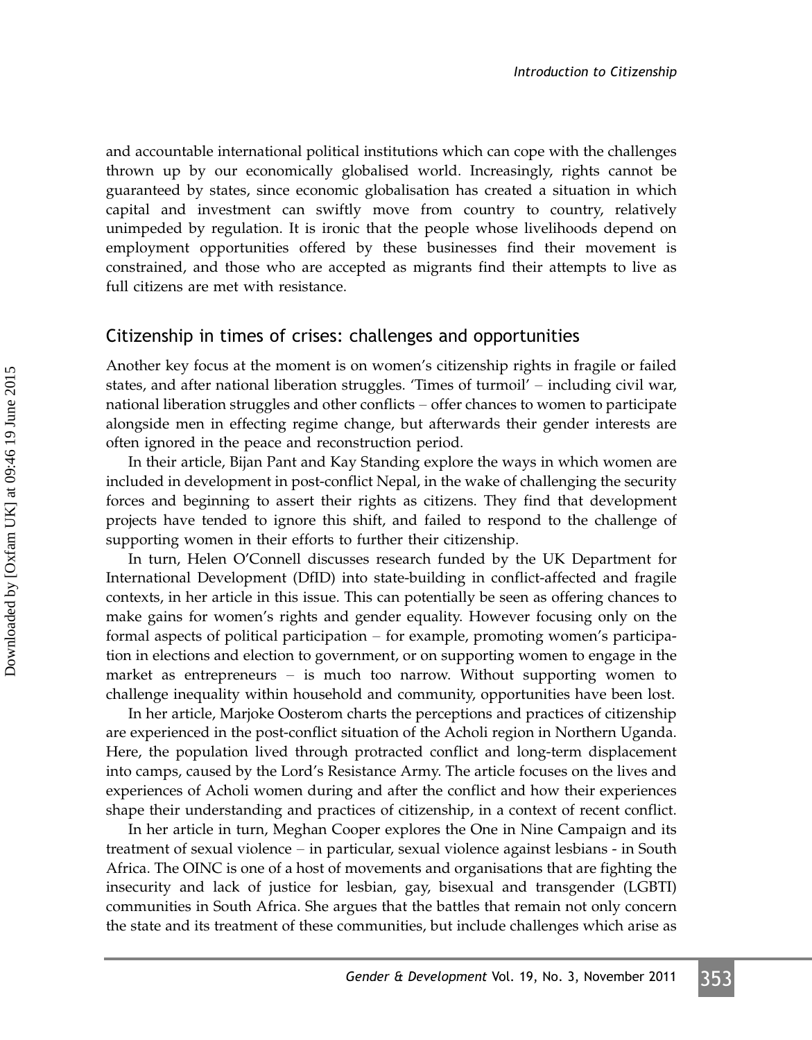and accountable international political institutions which can cope with the challenges thrown up by our economically globalised world. Increasingly, rights cannot be guaranteed by states, since economic globalisation has created a situation in which capital and investment can swiftly move from country to country, relatively unimpeded by regulation. It is ironic that the people whose livelihoods depend on employment opportunities offered by these businesses find their movement is constrained, and those who are accepted as migrants find their attempts to live as full citizens are met with resistance.

## Citizenship in times of crises: challenges and opportunities

Another key focus at the moment is on women's citizenship rights in fragile or failed states, and after national liberation struggles. 'Times of turmoil' – including civil war, national liberation struggles and other conflicts – offer chances to women to participate alongside men in effecting regime change, but afterwards their gender interests are often ignored in the peace and reconstruction period.

In their article, Bijan Pant and Kay Standing explore the ways in which women are included in development in post-conflict Nepal, in the wake of challenging the security forces and beginning to assert their rights as citizens. They find that development projects have tended to ignore this shift, and failed to respond to the challenge of supporting women in their efforts to further their citizenship.

In turn, Helen O'Connell discusses research funded by the UK Department for International Development (DfID) into state-building in conflict-affected and fragile contexts, in her article in this issue. This can potentially be seen as offering chances to make gains for women's rights and gender equality. However focusing only on the formal aspects of political participation – for example, promoting women's participation in elections and election to government, or on supporting women to engage in the market as entrepreneurs – is much too narrow. Without supporting women to challenge inequality within household and community, opportunities have been lost.

In her article, Marjoke Oosterom charts the perceptions and practices of citizenship are experienced in the post-conflict situation of the Acholi region in Northern Uganda. Here, the population lived through protracted conflict and long-term displacement into camps, caused by the Lord's Resistance Army. The article focuses on the lives and experiences of Acholi women during and after the conflict and how their experiences shape their understanding and practices of citizenship, in a context of recent conflict.

In her article in turn, Meghan Cooper explores the One in Nine Campaign and its treatment of sexual violence – in particular, sexual violence against lesbians - in South Africa. The OINC is one of a host of movements and organisations that are fighting the insecurity and lack of justice for lesbian, gay, bisexual and transgender (LGBTI) communities in South Africa. She argues that the battles that remain not only concern the state and its treatment of these communities, but include challenges which arise as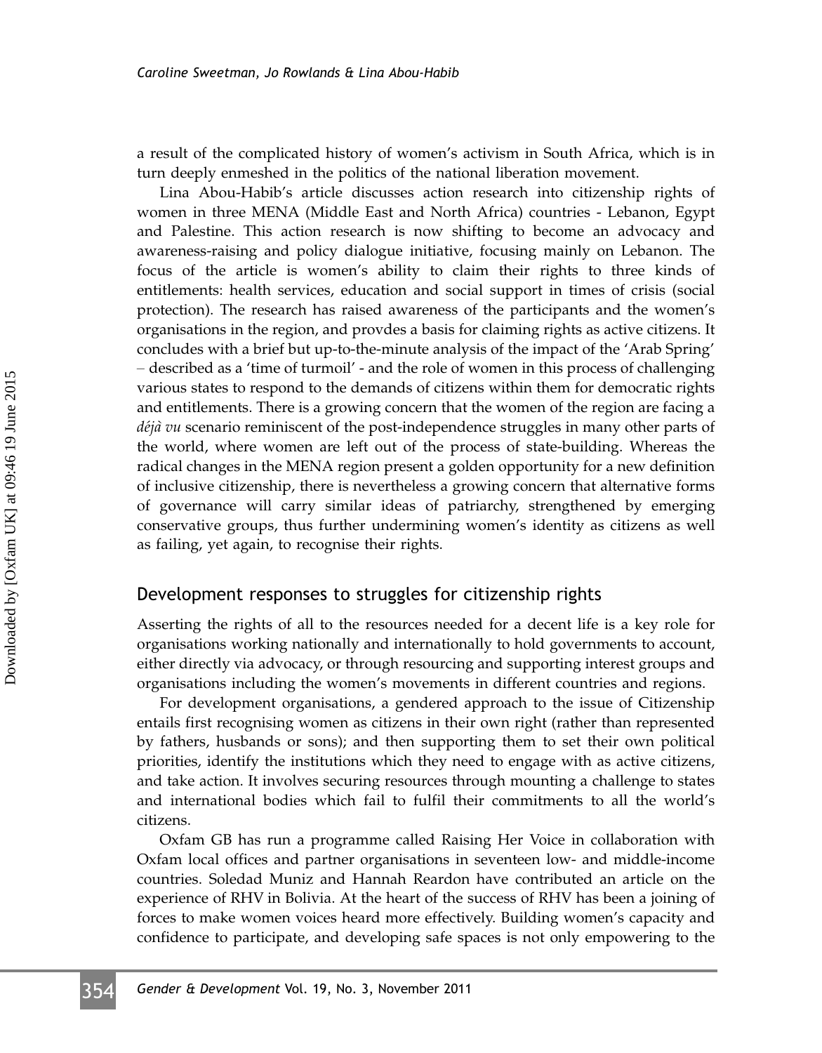a result of the complicated history of women's activism in South Africa, which is in turn deeply enmeshed in the politics of the national liberation movement.

Lina Abou-Habib's article discusses action research into citizenship rights of women in three MENA (Middle East and North Africa) countries - Lebanon, Egypt and Palestine. This action research is now shifting to become an advocacy and awareness-raising and policy dialogue initiative, focusing mainly on Lebanon. The focus of the article is women's ability to claim their rights to three kinds of entitlements: health services, education and social support in times of crisis (social protection). The research has raised awareness of the participants and the women's organisations in the region, and provdes a basis for claiming rights as active citizens. It concludes with a brief but up-to-the-minute analysis of the impact of the 'Arab Spring' – described as a 'time of turmoil' - and the role of women in this process of challenging various states to respond to the demands of citizens within them for democratic rights and entitlements. There is a growing concern that the women of the region are facing a *déjà vu* scenario reminiscent of the post-independence struggles in many other parts of the world, where women are left out of the process of state-building. Whereas the radical changes in the MENA region present a golden opportunity for a new definition of inclusive citizenship, there is nevertheless a growing concern that alternative forms of governance will carry similar ideas of patriarchy, strengthened by emerging conservative groups, thus further undermining women's identity as citizens as well as failing, yet again, to recognise their rights.

## Development responses to struggles for citizenship rights

Asserting the rights of all to the resources needed for a decent life is a key role for organisations working nationally and internationally to hold governments to account, either directly via advocacy, or through resourcing and supporting interest groups and organisations including the women's movements in different countries and regions.

For development organisations, a gendered approach to the issue of Citizenship entails first recognising women as citizens in their own right (rather than represented by fathers, husbands or sons); and then supporting them to set their own political priorities, identify the institutions which they need to engage with as active citizens, and take action. It involves securing resources through mounting a challenge to states and international bodies which fail to fulfil their commitments to all the world's citizens.

Oxfam GB has run a programme called Raising Her Voice in collaboration with Oxfam local offices and partner organisations in seventeen low- and middle-income countries. Soledad Muniz and Hannah Reardon have contributed an article on the experience of RHV in Bolivia. At the heart of the success of RHV has been a joining of forces to make women voices heard more effectively. Building women's capacity and confidence to participate, and developing safe spaces is not only empowering to the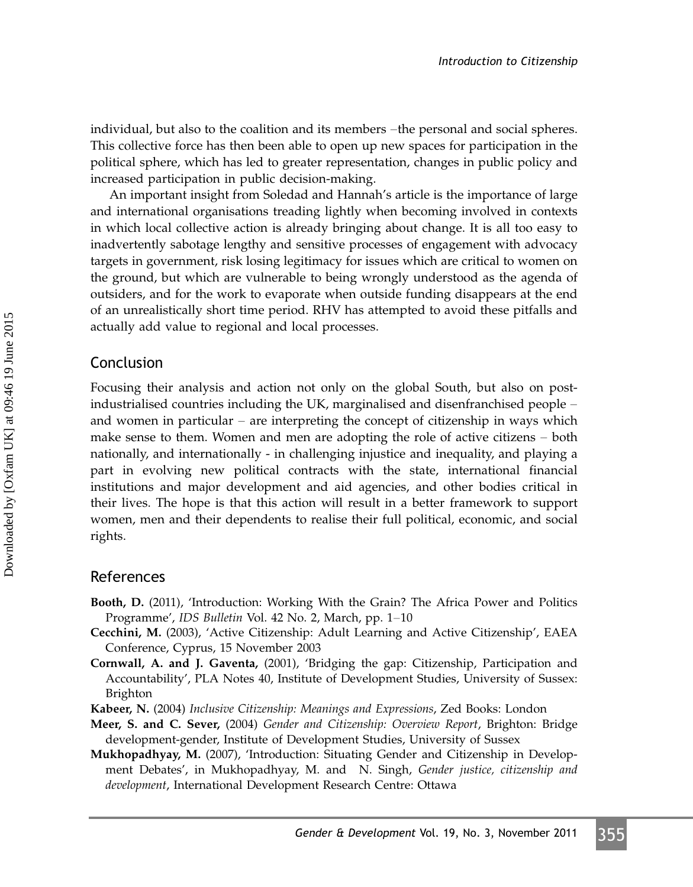individual, but also to the coalition and its members –the personal and social spheres. This collective force has then been able to open up new spaces for participation in the political sphere, which has led to greater representation, changes in public policy and increased participation in public decision-making.

An important insight from Soledad and Hannah's article is the importance of large and international organisations treading lightly when becoming involved in contexts in which local collective action is already bringing about change. It is all too easy to inadvertently sabotage lengthy and sensitive processes of engagement with advocacy targets in government, risk losing legitimacy for issues which are critical to women on the ground, but which are vulnerable to being wrongly understood as the agenda of outsiders, and for the work to evaporate when outside funding disappears at the end of an unrealistically short time period. RHV has attempted to avoid these pitfalls and actually add value to regional and local processes.

## Conclusion

Focusing their analysis and action not only on the global South, but also on post-industrialised countries including the UK, marginalised and disenfranchised people – and women in particular – are interpreting the concept of citizenship in ways which make sense to them. Women and men are adopting the role of active citizens – both nationally, and internationally - in challenging injustice and inequality, and playing a part in evolving new political contracts with the state, international financial institutions and major development and aid agencies, and other bodies critical in their lives. The hope is that this action will result in a better framework to support women, men and their dependents to realise their full political, economic, and social rights.

## References

**Booth, D.** (2011), 'Introduction: Working With the Grain? The Africa Power and Politics Programme', *IDS Bulletin* Vol. 42 No. 2, March, pp. 1–10

**Cecchini, M.** (2003), 'Active Citizenship: Adult Learning and Active Citizenship', EAEA Conference, Cyprus, 15 November 2003

**Cornwall, A. and J. Gaventa,** (2001), 'Bridging the gap: Citizenship, Participation and Accountability', PLA Notes 40, Institute of Development Studies, University of Sussex: Brighton

**Kabeer, N.** (2004) *Inclusive Citizenship: Meanings and Expressions*, Zed Books: London

**Meer, S. and C. Sever,** (2004) *Gender and Citizenship: Overview Report*, Brighton: Bridge development-gender, Institute of Development Studies, University of Sussex

**Mukhopadhyay, M.** (2007), 'Introduction: Situating Gender and Citizenship in Development Debates', in Mukhopadhyay, M. and N. Singh, *Gender justice, citizenship and development*, International Development Research Centre: Ottawa